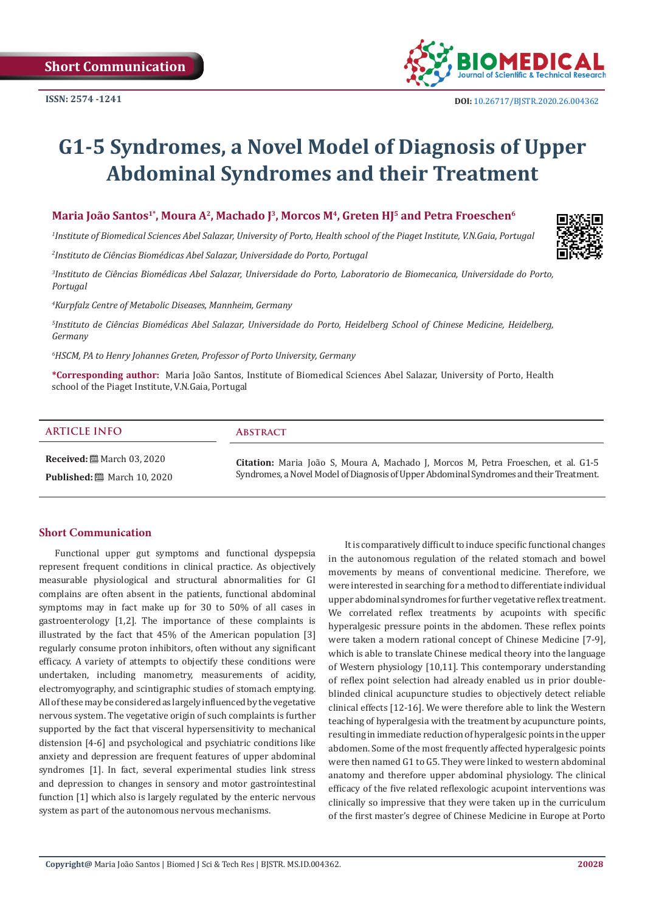Short Communication

ISSN: 2574 -1241

DOI: 10.26717/BJSTR.2020.26.004362

# G1-5 Syndromes, a Novel Model of Diagnosis of Upper Abdominal Syndromes and their Treatment

**Maria João Santos[1*], Moura A[2], Machado J[3], Morcos M[4], Greten HJ[5] and Petra Froeschen[6]**

[1]*Institute of Biomedical Sciences Abel Salazar, University of Porto, Health school of the Piaget Institute, V.N.Gaia, Portugal*

[2]*Instituto de Ciências Biomédicas Abel Salazar, Universidade do Porto, Portugal*

[3]*Instituto de Ciências Biomédicas Abel Salazar, Universidade do Porto, Laboratorio de Biomecanica, Universidade do Porto, Portugal*

[4]*Kurpfalz Centre of Metabolic Diseases, Mannheim, Germany*

[5]*Instituto de Ciências Biomédicas Abel Salazar, Universidade do Porto, Heidelberg School of Chinese Medicine, Heidelberg, Germany*

[6]*HSCM, PA to Henry Johannes Greten, Professor of Porto University, Germany*

**\*Corresponding author:** Maria João Santos, Institute of Biomedical Sciences Abel Salazar, University of Porto, Health school of the Piaget Institute, V.N.Gaia, Portugal

## ARTICLE INFO

**Received:** March 03, 2020

**Published:** March 10, 2020

## Abstract

**Citation:** Maria João S, Moura A, Machado J, Morcos M, Petra Froeschen, et al. G1-5 Syndromes, a Novel Model of Diagnosis of Upper Abdominal Syndromes and their Treatment.

## Short Communication

Functional upper gut symptoms and functional dyspepsia represent frequent conditions in clinical practice. As objectively measurable physiological and structural abnormalities for GI complains are often absent in the patients, functional abdominal symptoms may in fact make up for 30 to 50% of all cases in gastroenterology [1,2]. The importance of these complaints is illustrated by the fact that 45% of the American population [3] regularly consume proton inhibitors, often without any significant efficacy. A variety of attempts to objectify these conditions were undertaken, including manometry, measurements of acidity, electromyography, and scintigraphic studies of stomach emptying. All of these may be considered as largely influenced by the vegetative nervous system. The vegetative origin of such complaints is further supported by the fact that visceral hypersensitivity to mechanical distension [4-6] and psychological and psychiatric conditions like anxiety and depression are frequent features of upper abdominal syndromes [1]. In fact, several experimental studies link stress and depression to changes in sensory and motor gastrointestinal function [1] which also is largely regulated by the enteric nervous system as part of the autonomous nervous mechanisms.

It is comparatively difficult to induce specific functional changes in the autonomous regulation of the related stomach and bowel movements by means of conventional medicine. Therefore, we were interested in searching for a method to differentiate individual upper abdominal syndromes for further vegetative reflex treatment. We correlated reflex treatments by acupoints with specific hyperalgesic pressure points in the abdomen. These reflex points were taken a modern rational concept of Chinese Medicine [7-9], which is able to translate Chinese medical theory into the language of Western physiology [10,11]. This contemporary understanding of reflex point selection had already enabled us in prior double-blinded clinical acupuncture studies to objectively detect reliable clinical effects [12-16]. We were therefore able to link the Western teaching of hyperalgesia with the treatment by acupuncture points, resulting in immediate reduction of hyperalgesic points in the upper abdomen. Some of the most frequently affected hyperalgesic points were then named G1 to G5. They were linked to western abdominal anatomy and therefore upper abdominal physiology. The clinical efficacy of the five related reflexologic acupoint interventions was clinically so impressive that they were taken up in the curriculum of the first master's degree of Chinese Medicine in Europe at Porto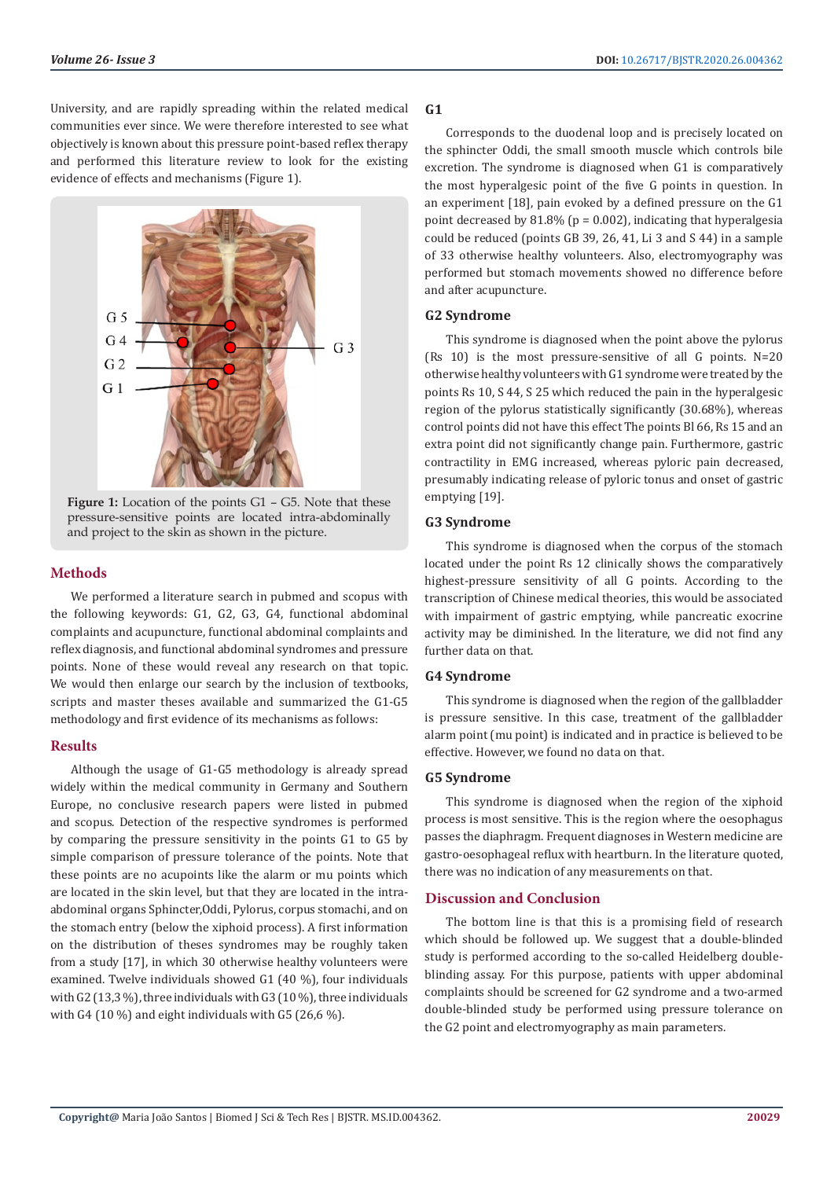University, and are rapidly spreading within the related medical communities ever since. We were therefore interested to see what objectively is known about this pressure point-based reflex therapy and performed this literature review to look for the existing evidence of effects and mechanisms (Figure 1).

**Figure 1:** Location of the points G1 – G5. Note that these pressure-sensitive points are located intra-abdominally and project to the skin as shown in the picture.

## Methods

We performed a literature search in pubmed and scopus with the following keywords: G1, G2, G3, G4, functional abdominal complaints and acupuncture, functional abdominal complaints and reflex diagnosis, and functional abdominal syndromes and pressure points. None of these would reveal any research on that topic. We would then enlarge our search by the inclusion of textbooks, scripts and master theses available and summarized the G1-G5 methodology and first evidence of its mechanisms as follows:

## Results

Although the usage of G1-G5 methodology is already spread widely within the medical community in Germany and Southern Europe, no conclusive research papers were listed in pubmed and scopus. Detection of the respective syndromes is performed by comparing the pressure sensitivity in the points G1 to G5 by simple comparison of pressure tolerance of the points. Note that these points are no acupoints like the alarm or mu points which are located in the skin level, but that they are located in the intra-abdominal organs Sphincter,Oddi, Pylorus, corpus stomachi, and on the stomach entry (below the xiphoid process). A first information on the distribution of theses syndromes may be roughly taken from a study [17], in which 30 otherwise healthy volunteers were examined. Twelve individuals showed G1 (40 %), four individuals with G2 (13,3 %), three individuals with G3 (10 %), three individuals with G4 (10 %) and eight individuals with G5 (26,6 %).

### G1

Corresponds to the duodenal loop and is precisely located on the sphincter Oddi, the small smooth muscle which controls bile excretion. The syndrome is diagnosed when G1 is comparatively the most hyperalgesic point of the five G points in question. In an experiment [18], pain evoked by a defined pressure on the G1 point decreased by 81.8% ($p = 0.002$), indicating that hyperalgesia could be reduced (points GB 39, 26, 41, Li 3 and S 44) in a sample of 33 otherwise healthy volunteers. Also, electromyography was performed but stomach movements showed no difference before and after acupuncture.

### G2 Syndrome

This syndrome is diagnosed when the point above the pylorus (Rs 10) is the most pressure-sensitive of all G points. N=20 otherwise healthy volunteers with G1 syndrome were treated by the points Rs 10, S 44, S 25 which reduced the pain in the hyperalgesic region of the pylorus statistically significantly (30.68%), whereas control points did not have this effect The points Bl 66, Rs 15 and an extra point did not significantly change pain. Furthermore, gastric contractility in EMG increased, whereas pyloric pain decreased, presumably indicating release of pyloric tonus and onset of gastric emptying [19].

### G3 Syndrome

This syndrome is diagnosed when the corpus of the stomach located under the point Rs 12 clinically shows the comparatively highest-pressure sensitivity of all G points. According to the transcription of Chinese medical theories, this would be associated with impairment of gastric emptying, while pancreatic exocrine activity may be diminished. In the literature, we did not find any further data on that.

### G4 Syndrome

This syndrome is diagnosed when the region of the gallbladder is pressure sensitive. In this case, treatment of the gallbladder alarm point (mu point) is indicated and in practice is believed to be effective. However, we found no data on that.

### G5 Syndrome

This syndrome is diagnosed when the region of the xiphoid process is most sensitive. This is the region where the oesophagus passes the diaphragm. Frequent diagnoses in Western medicine are gastro-oesophageal reflux with heartburn. In the literature quoted, there was no indication of any measurements on that.

## Discussion and Conclusion

The bottom line is that this is a promising field of research which should be followed up. We suggest that a double-blinded study is performed according to the so-called Heidelberg double-blinding assay. For this purpose, patients with upper abdominal complaints should be screened for G2 syndrome and a two-armed double-blinded study be performed using pressure tolerance on the G2 point and electromyography as main parameters.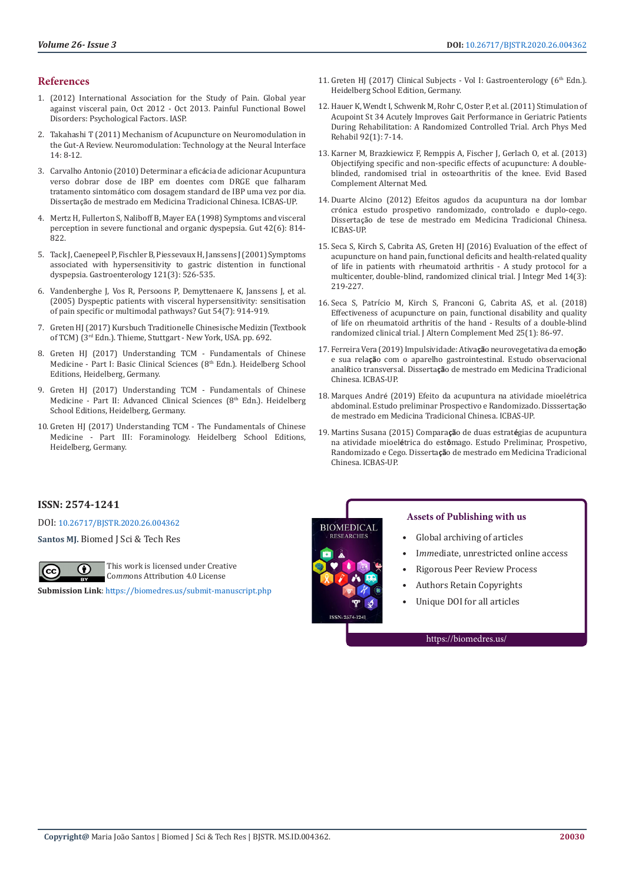## References

1. (2012) International Association for the Study of Pain. Global year against visceral pain, Oct 2012 - Oct 2013. Painful Functional Bowel Disorders: Psychological Factors. IASP.
2. Takahashi T (2011) Mechanism of Acupuncture on Neuromodulation in the Gut-A Review. Neuromodulation: Technology at the Neural Interface 14: 8-12.
3. Carvalho Antonio (2010) Determinar a eficácia de adicionar Acupuntura verso dobrar dose de IBP em doentes com DRGE que falharam tratamento sintomático com dosagem standard de IBP uma vez por dia. Dissertação de mestrado em Medicina Tradicional Chinesa. ICBAS-UP.
4. Mertz H, Fullerton S, Naliboff B, Mayer EA (1998) Symptoms and visceral perception in severe functional and organic dyspepsia. Gut 42(6): 814-822.
5. Tack J, Caenepeel P, Fischler B, Piessevaux H, Janssens J (2001) Symptoms associated with hypersensitivity to gastric distention in functional dyspepsia. Gastroenterology 121(3): 526-535.
6. Vandenberghe J, Vos R, Persoons P, Demyttenaere K, Janssens J, et al. (2005) Dyspeptic patients with visceral hypersensitivity: sensitisation of pain specific or multimodal pathways? Gut 54(7): 914-919.
7. Greten HJ (2017) Kursbuch Traditionelle Chinesische Medizin (Textbook of TCM) (3rd Edn.). Thieme, Stuttgart - New York, USA. pp. 692.
8. Greten HJ (2017) Understanding TCM - Fundamentals of Chinese Medicine - Part I: Basic Clinical Sciences (8th Edn.). Heidelberg School Editions, Heidelberg, Germany.
9. Greten HJ (2017) Understanding TCM - Fundamentals of Chinese Medicine - Part II: Advanced Clinical Sciences (8th Edn.). Heidelberg School Editions, Heidelberg, Germany.
10. Greten HJ (2017) Understanding TCM - The Fundamentals of Chinese Medicine - Part III: Foraminology. Heidelberg School Editions, Heidelberg, Germany.
11. Greten HJ (2017) Clinical Subjects - Vol I: Gastroenterology (6th Edn.). Heidelberg School Edition, Germany.
12. Hauer K, Wendt I, Schwenk M, Rohr C, Oster P, et al. (2011) Stimulation of Acupoint St 34 Acutely Improves Gait Performance in Geriatric Patients During Rehabilitation: A Randomized Controlled Trial. Arch Phys Med Rehabil 92(1): 7-14.
13. Karner M, Brazkiewicz F, Remppis A, Fischer J, Gerlach O, et al. (2013) Objectifying specific and non-specific effects of acupuncture: A double-blinded, randomised trial in osteoarthritis of the knee. Evid Based Complement Alternat Med.
14. Duarte Alcino (2012) Efeitos agudos da acupuntura na dor lombar crónica estudo prospetivo randomizado, controlado e duplo-cego. Dissertação de tese de mestrado em Medicina Tradicional Chinesa. ICBAS-UP.
15. Seca S, Kirch S, Cabrita AS, Greten HJ (2016) Evaluation of the effect of acupuncture on hand pain, functional deficits and health-related quality of life in patients with rheumatoid arthritis - A study protocol for a multicenter, double-blind, randomized clinical trial. J Integr Med 14(3): 219-227.
16. Seca S, Patrício M, Kirch S, Franconi G, Cabrita AS, et al. (2018) Effectiveness of acupuncture on pain, functional disability and quality of life on rheumatoid arthritis of the hand - Results of a double-blind randomized clinical trial. J Altern Complement Med 25(1): 86-97.
17. Ferreira Vera (2019) Impulsividade: Ativação neurovegetativa da emoção e sua relação com o aparelho gastrointestinal. Estudo observacional analítico transversal. Dissertação de mestrado em Medicina Tradicional Chinesa. ICBAS-UP.
18. Marques André (2019) Efeito da acupuntura na atividade mioelétrica abdominal. Estudo preliminar Prospectivo e Randomizado. Dissertação de mestrado em Medicina Tradicional Chinesa. ICBAS-UP.
19. Martins Susana (2015) Comparação de duas estratégias de acupuntura na atividade mioelétrica do estômago. Estudo Preliminar, Prospetivo, Randomizado e Cego. Dissertação de mestrado em Medicina Tradicional Chinesa. ICBAS-UP.

**ISSN: 2574-1241**

DOI: 10.26717/BJSTR.2020.26.004362

**Santos MJ.** Biomed J Sci & Tech Res

This work is licensed under Creative Commons Attribution 4.0 License

**Submission Link**: https://biomedres.us/submit-manuscript.php

**Assets of Publishing with us**

- Global archiving of articles
- Immediate, unrestricted online access
- Rigorous Peer Review Process
- Authors Retain Copyrights
- Unique DOI for all articles

https://biomedres.us/